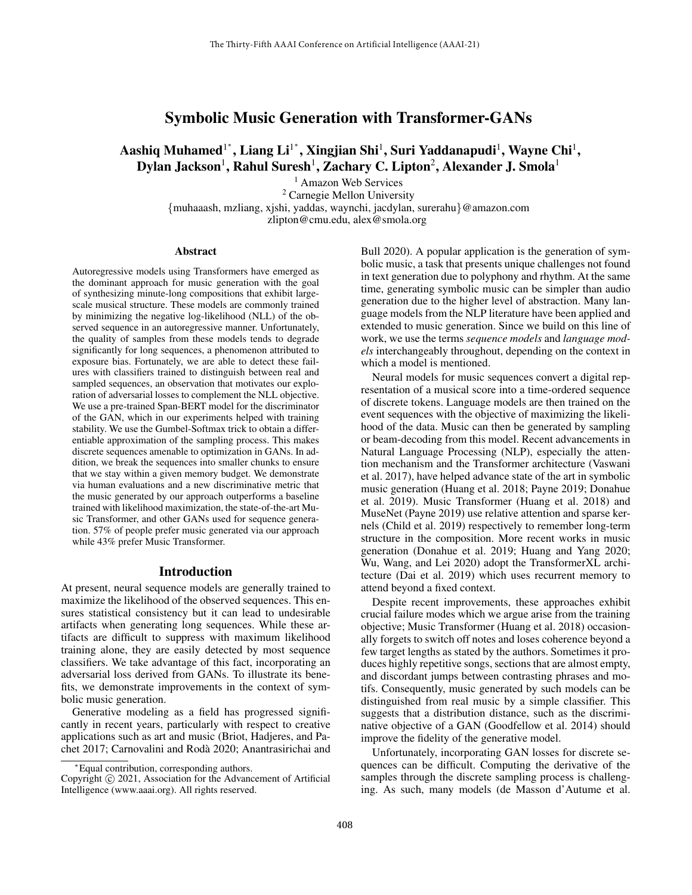# Symbolic Music Generation with Transformer-GANs

**Aashiq Muhamed[1*], Liang Li[1*], Xingjian Shi[1], Suri Yaddanapudi[1], Wayne Chi[1], Dylan Jackson[1], Rahul Suresh[1], Zachary C. Lipton[2], Alexander J. Smola[1]**

[1] Amazon Web Services
[2] Carnegie Mellon University
{muhaaash, mzliang, xjshi, yaddas, waynchi, jacdylan, surerahu}@amazon.com
zlipton@cmu.edu, alex@smola.org

## Abstract

Autoregressive models using Transformers have emerged as the dominant approach for music generation with the goal of synthesizing minute-long compositions that exhibit large-scale musical structure. These models are commonly trained by minimizing the negative log-likelihood (NLL) of the observed sequence in an autoregressive manner. Unfortunately, the quality of samples from these models tends to degrade significantly for long sequences, a phenomenon attributed to exposure bias. Fortunately, we are able to detect these failures with classifiers trained to distinguish between real and sampled sequences, an observation that motivates our exploration of adversarial losses to complement the NLL objective. We use a pre-trained Span-BERT model for the discriminator of the GAN, which in our experiments helped with training stability. We use the Gumbel-Softmax trick to obtain a differentiable approximation of the sampling process. This makes discrete sequences amenable to optimization in GANs. In addition, we break the sequences into smaller chunks to ensure that we stay within a given memory budget. We demonstrate via human evaluations and a new discriminative metric that the music generated by our approach outperforms a baseline trained with likelihood maximization, the state-of-the-art Music Transformer, and other GANs used for sequence generation. 57% of people prefer music generated via our approach while 43% prefer Music Transformer.

## Introduction

At present, neural sequence models are generally trained to maximize the likelihood of the observed sequences. This ensures statistical consistency but it can lead to undesirable artifacts when generating long sequences. While these artifacts are difficult to suppress with maximum likelihood training alone, they are easily detected by most sequence classifiers. We take advantage of this fact, incorporating an adversarial loss derived from GANs. To illustrate its benefits, we demonstrate improvements in the context of symbolic music generation.

Generative modeling as a field has progressed significantly in recent years, particularly with respect to creative applications such as art and music (Briot, Hadjeres, and Pachet 2017; Carnovalini and Rodà 2020; Anantrasirichai and Bull 2020). A popular application is the generation of symbolic music, a task that presents unique challenges not found in text generation due to polyphony and rhythm. At the same time, generating symbolic music can be simpler than audio generation due to the higher level of abstraction. Many language models from the NLP literature have been applied and extended to music generation. Since we build on this line of work, we use the terms *sequence models* and *language models* interchangeably throughout, depending on the context in which a model is mentioned.

Neural models for music sequences convert a digital representation of a musical score into a time-ordered sequence of discrete tokens. Language models are then trained on the event sequences with the objective of maximizing the likelihood of the data. Music can then be generated by sampling or beam-decoding from this model. Recent advancements in Natural Language Processing (NLP), especially the attention mechanism and the Transformer architecture (Vaswani et al. 2017), have helped advance state of the art in symbolic music generation (Huang et al. 2018; Payne 2019; Donahue et al. 2019). Music Transformer (Huang et al. 2018) and MuseNet (Payne 2019) use relative attention and sparse kernels (Child et al. 2019) respectively to remember long-term structure in the composition. More recent works in music generation (Donahue et al. 2019; Huang and Yang 2020; Wu, Wang, and Lei 2020) adopt the TransformerXL architecture (Dai et al. 2019) which uses recurrent memory to attend beyond a fixed context.

Despite recent improvements, these approaches exhibit crucial failure modes which we argue arise from the training objective; Music Transformer (Huang et al. 2018) occasionally forgets to switch off notes and loses coherence beyond a few target lengths as stated by the authors. Sometimes it produces highly repetitive songs, sections that are almost empty, and discordant jumps between contrasting phrases and motifs. Consequently, music generated by such models can be distinguished from real music by a simple classifier. This suggests that a distribution distance, such as the discriminative objective of a GAN (Goodfellow et al. 2014) should improve the fidelity of the generative model.

Unfortunately, incorporating GAN losses for discrete sequences can be difficult. Computing the derivative of the samples through the discrete sampling process is challenging. As such, many models (de Masson d'Autume et al.

*Equal contribution, corresponding authors.
Copyright © 2021, Association for the Advancement of Artificial Intelligence (www.aaai.org). All rights reserved.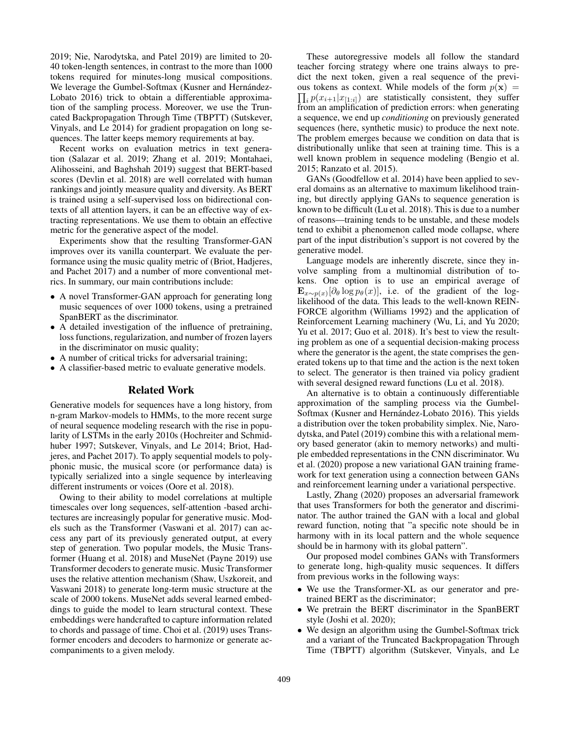2019; Nie, Narodytska, and Patel 2019) are limited to 20-40 token-length sentences, in contrast to the more than 1000 tokens required for minutes-long musical compositions. We leverage the Gumbel-Softmax (Kusner and Hernández-Lobato 2016) trick to obtain a differentiable approximation of the sampling process. Moreover, we use the Truncated Backpropagation Through Time (TBPTT) (Sutskever, Vinyals, and Le 2014) for gradient propagation on long sequences. The latter keeps memory requirements at bay.

Recent works on evaluation metrics in text generation (Salazar et al. 2019; Zhang et al. 2019; Montahaei, Alihosseini, and Baghshah 2019) suggest that BERT-based scores (Devlin et al. 2018) are well correlated with human rankings and jointly measure quality and diversity. As BERT is trained using a self-supervised loss on bidirectional contexts of all attention layers, it can be an effective way of extracting representations. We use them to obtain an effective metric for the generative aspect of the model.

Experiments show that the resulting Transformer-GAN improves over its vanilla counterpart. We evaluate the performance using the music quality metric of (Briot, Hadjeres, and Pachet 2017) and a number of more conventional metrics. In summary, our main contributions include:

- A novel Transformer-GAN approach for generating long music sequences of over 1000 tokens, using a pretrained SpanBERT as the discriminator.
- A detailed investigation of the influence of pretraining, loss functions, regularization, and number of frozen layers in the discriminator on music quality;
- A number of critical tricks for adversarial training;
- A classifier-based metric to evaluate generative models.

## Related Work

Generative models for sequences have a long history, from n-gram Markov-models to HMMs, to the more recent surge of neural sequence modeling research with the rise in popularity of LSTMs in the early 2010s (Hochreiter and Schmidhuber 1997; Sutskever, Vinyals, and Le 2014; Briot, Hadjeres, and Pachet 2017). To apply sequential models to polyphonic music, the musical score (or performance data) is typically serialized into a single sequence by interleaving different instruments or voices (Oore et al. 2018).

Owing to their ability to model correlations at multiple timescales over long sequences, self-attention -based architectures are increasingly popular for generative music. Models such as the Transformer (Vaswani et al. 2017) can access any part of its previously generated output, at every step of generation. Two popular models, the Music Transformer (Huang et al. 2018) and MuseNet (Payne 2019) use Transformer decoders to generate music. Music Transformer uses the relative attention mechanism (Shaw, Uszkoreit, and Vaswani 2018) to generate long-term music structure at the scale of 2000 tokens. MuseNet adds several learned embeddings to guide the model to learn structural context. These embeddings were handcrafted to capture information related to chords and passage of time. Choi et al. (2019) uses Transformer encoders and decoders to harmonize or generate accompaniments to a given melody.

These autoregressive models all follow the standard teacher forcing strategy where one trains always to predict the next token, given a real sequence of the previous tokens as context. While models of the form $p(\mathbf{x}) = \prod_i p(x_{i+1}|x_{[1:i]})$ are statistically consistent, they suffer from an amplification of prediction errors: when generating a sequence, we end up *conditioning* on previously generated sequences (here, synthetic music) to produce the next note. The problem emerges because we condition on data that is distributionally unlike that seen at training time. This is a well known problem in sequence modeling (Bengio et al. 2015; Ranzato et al. 2015).

GANs (Goodfellow et al. 2014) have been applied to several domains as an alternative to maximum likelihood training, but directly applying GANs to sequence generation is known to be difficult (Lu et al. 2018). This is due to a number of reasons—training tends to be unstable, and these models tend to exhibit a phenomenon called mode collapse, where part of the input distribution's support is not covered by the generative model.

Language models are inherently discrete, since they involve sampling from a multinomial distribution of tokens. One option is to use an empirical average of $\mathbf{E}_{x \sim p(x)}[\partial_\theta \log p_\theta(x)]$, i.e. of the gradient of the log-likelihood of the data. This leads to the well-known REINFORCE algorithm (Williams 1992) and the application of Reinforcement Learning machinery (Wu, Li, and Yu 2020; Yu et al. 2017; Guo et al. 2018). It's best to view the resulting problem as one of a sequential decision-making process where the generator is the agent, the state comprises the generated tokens up to that time and the action is the next token to select. The generator is then trained via policy gradient with several designed reward functions (Lu et al. 2018).

An alternative is to obtain a continuously differentiable approximation of the sampling process via the Gumbel-Softmax (Kusner and Hernández-Lobato 2016). This yields a distribution over the token probability simplex. Nie, Narodytska, and Patel (2019) combine this with a relational memory based generator (akin to memory networks) and multiple embedded representations in the CNN discriminator. Wu et al. (2020) propose a new variational GAN training framework for text generation using a connection between GANs and reinforcement learning under a variational perspective.

Lastly, Zhang (2020) proposes an adversarial framework that uses Transformers for both the generator and discriminator. The author trained the GAN with a local and global reward function, noting that "a specific note should be in harmony with in its local pattern and the whole sequence should be in harmony with its global pattern".

Our proposed model combines GANs with Transformers to generate long, high-quality music sequences. It differs from previous works in the following ways:

- We use the Transformer-XL as our generator and pretrained BERT as the discriminator;
- We pretrain the BERT discriminator in the SpanBERT style (Joshi et al. 2020);
- We design an algorithm using the Gumbel-Softmax trick and a variant of the Truncated Backpropagation Through Time (TBPTT) algorithm (Sutskever, Vinyals, and Le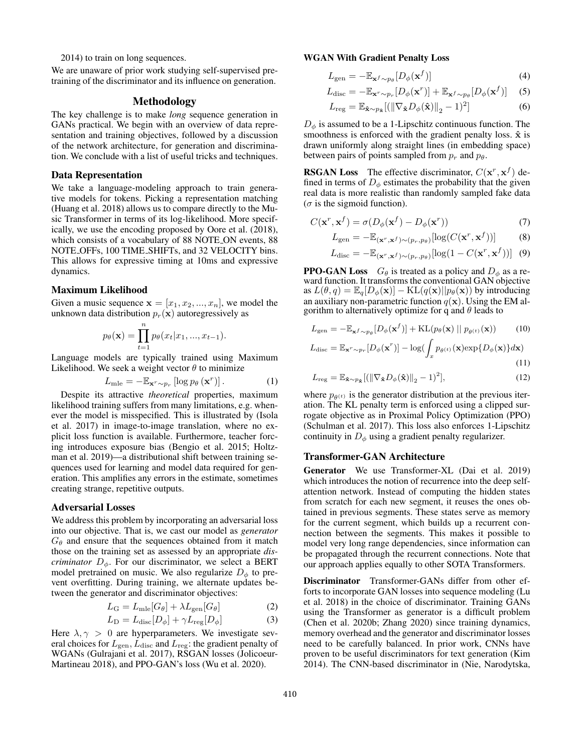2014) to train on long sequences.

We are unaware of prior work studying self-supervised pre-training of the discriminator and its influence on generation.

## Methodology

The key challenge is to make *long* sequence generation in GANs practical. We begin with an overview of data representation and training objectives, followed by a discussion of the network architecture, for generation and discrimination. We conclude with a list of useful tricks and techniques.

### Data Representation

We take a language-modeling approach to train generative models for tokens. Picking a representation matching (Huang et al. 2018) allows us to compare directly to the Music Transformer in terms of its log-likelihood. More specifically, we use the encoding proposed by Oore et al. (2018), which consists of a vocabulary of 88 NOTE_ON events, 88 NOTE_OFFs, 100 TIME_SHIFTs, and 32 VELOCITY bins. This allows for expressive timing at 10ms and expressive dynamics.

### Maximum Likelihood

Given a music sequence $\mathbf{x} = [x_1, x_2, ..., x_n]$, we model the unknown data distribution $p_r(\mathbf{x})$ autoregressively as

$$p_\theta(\mathbf{x}) = \prod_{t=1}^{n} p_\theta(x_t | x_1, ..., x_{t-1}).$$

Language models are typically trained using Maximum Likelihood. We seek a weight vector $\theta$ to minimize

$$L_{\text{mle}} = -\mathbb{E}_{\mathbf{x}^r \sim p_r} \left[\log p_\theta\left(\mathbf{x}^r\right)\right]. \tag{1}$$

Despite its attractive *theoretical* properties, maximum likelihood training suffers from many limitations, e.g. whenever the model is misspecified. This is illustrated by (Isola et al. 2017) in image-to-image translation, where no explicit loss function is available. Furthermore, teacher forcing introduces exposure bias (Bengio et al. 2015; Holtzman et al. 2019)—a distributional shift between training sequences used for learning and model data required for generation. This amplifies any errors in the estimate, sometimes creating strange, repetitive outputs.

### Adversarial Losses

We address this problem by incorporating an adversarial loss into our objective. That is, we cast our model as *generator* $G_\theta$ and ensure that the sequences obtained from it match those on the training set as assessed by an appropriate *discriminator* $D_\phi$. For our discriminator, we select a BERT model pretrained on music. We also regularize $D_\phi$ to prevent overfitting. During training, we alternate updates between the generator and discriminator objectives:

$$L_{\text{G}} = L_{\text{mle}}[G_\theta] + \lambda L_{\text{gen}}[G_\theta] \tag{2}$$

$$L_{\text{D}} = L_{\text{disc}}[D_\phi] + \gamma L_{\text{reg}}[D_\phi] \tag{3}$$

Here $\lambda, \gamma > 0$ are hyperparameters. We investigate several choices for $L_{\text{gen}}$, $L_{\text{disc}}$ and $L_{\text{reg}}$: the gradient penalty of WGANs (Gulrajani et al. 2017), RSGAN losses (Jolicoeur-Martineau 2018), and PPO-GAN's loss (Wu et al. 2020).

**WGAN With Gradient Penalty Loss**

$$L_{\text{gen}} = -\mathbb{E}_{\mathbf{x}^f \sim p_\theta}[D_\phi(\mathbf{x}^f)] \tag{4}$$

$$L_{\text{disc}} = -\mathbb{E}_{\mathbf{x}^r \sim p_r}[D_\phi(\mathbf{x}^r)] + \mathbb{E}_{\mathbf{x}^f \sim p_\theta}[D_\phi(\mathbf{x}^f)] \tag{5}$$

$$L_{\text{reg}} = \mathbb{E}_{\hat{\mathbf{x}} \sim p_{\hat{\mathbf{x}}}}[(\|\nabla_{\hat{\mathbf{x}}} D_\phi(\hat{\mathbf{x}})\|_2 - 1)^2] \tag{6}$$

$D_\phi$ is assumed to be a 1-Lipschitz continuous function. The smoothness is enforced with the gradient penalty loss. $\hat{\mathbf{x}}$ is drawn uniformly along straight lines (in embedding space) between pairs of points sampled from $p_r$ and $p_\theta$.

**RSGAN Loss** The effective discriminator, $C(\mathbf{x}^r, \mathbf{x}^f)$ defined in terms of $D_\phi$ estimates the probability that the given real data is more realistic than randomly sampled fake data ($\sigma$ is the sigmoid function).

$$C(\mathbf{x}^r, \mathbf{x}^f) = \sigma(D_\phi(\mathbf{x}^f) - D_\phi(\mathbf{x}^r)) \tag{7}$$

$$L_{\text{gen}} = -\mathbb{E}_{(\mathbf{x}^r, \mathbf{x}^f) \sim (p_r, p_\theta)}[\log(C(\mathbf{x}^r, \mathbf{x}^f))] \tag{8}$$

$$L_{\text{disc}} = -\mathbb{E}_{(\mathbf{x}^r, \mathbf{x}^f) \sim (p_r, p_\theta)}[\log(1 - C(\mathbf{x}^r, \mathbf{x}^f))] \tag{9}$$

**PPO-GAN Loss** $G_\theta$ is treated as a policy and $D_\phi$ as a reward function. It transforms the conventional GAN objective as $L(\theta, q) = \mathbb{E}_q[D_\phi(\mathbf{x})] - \text{KL}(q(\mathbf{x}) || p_\theta(\mathbf{x}))$ by introducing an auxiliary non-parametric function $q(\mathbf{x})$. Using the EM algorithm to alternatively optimize for q and $\theta$ leads to

$$L_{\text{gen}} = -\mathbb{E}_{\mathbf{x}^f \sim p_\theta}[D_\phi(\mathbf{x}^f)] + \text{KL}(p_\theta(\mathbf{x}) \mid\mid p_{\theta^{(t)}}(\mathbf{x})) \tag{10}$$

$$L_{\text{disc}} = \mathbb{E}_{\mathbf{x}^r \sim p_r}[D_\phi(\mathbf{x}^r)] - \log\left(\int_x p_{\theta^{(t)}}(\mathbf{x}) \exp\{D_\phi(\mathbf{x})\} d\mathbf{x}\right) \tag{11}$$

$$L_{\text{reg}} = \mathbb{E}_{\hat{\mathbf{x}} \sim p_{\hat{\mathbf{x}}}}[(\|\nabla_{\hat{\mathbf{x}}} D_\phi(\hat{\mathbf{x}})\|_2 - 1)^2], \tag{12}$$

where $p_{\theta^{(t)}}$ is the generator distribution at the previous iteration. The KL penalty term is enforced using a clipped surrogate objective as in Proximal Policy Optimization (PPO) (Schulman et al. 2017). This loss also enforces 1-Lipschitz continuity in $D_\phi$ using a gradient penalty regularizer.

### Transformer-GAN Architecture

**Generator** We use Transformer-XL (Dai et al. 2019) which introduces the notion of recurrence into the deep self-attention network. Instead of computing the hidden states from scratch for each new segment, it reuses the ones obtained in previous segments. These states serve as memory for the current segment, which builds up a recurrent connection between the segments. This makes it possible to model very long range dependencies, since information can be propagated through the recurrent connections. Note that our approach applies equally to other SOTA Transformers.

**Discriminator** Transformer-GANs differ from other efforts to incorporate GAN losses into sequence modeling (Lu et al. 2018) in the choice of discriminator. Training GANs using the Transformer as generator is a difficult problem (Chen et al. 2020b; Zhang 2020) since training dynamics, memory overhead and the generator and discriminator losses need to be carefully balanced. In prior work, CNNs have proven to be useful discriminators for text generation (Kim 2014). The CNN-based discriminator in (Nie, Narodytska,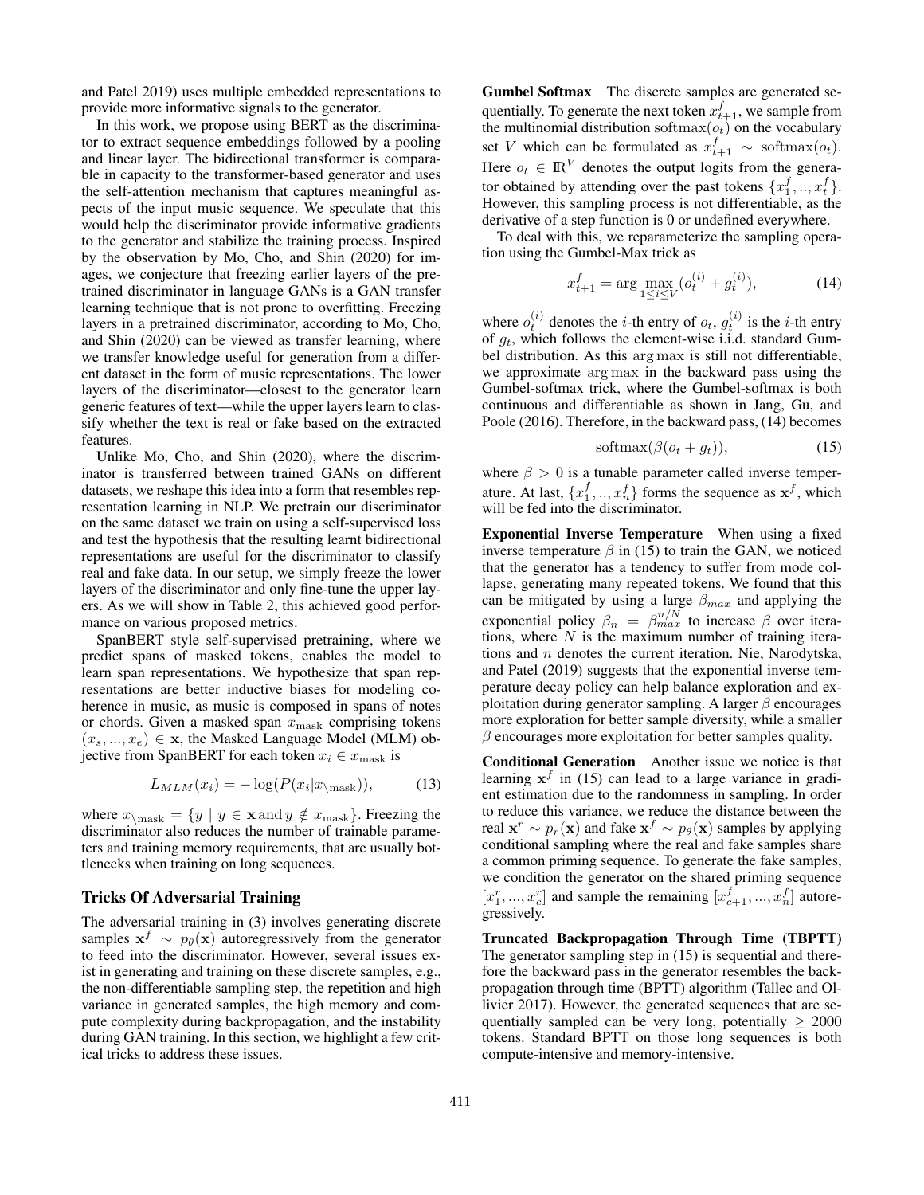and Patel 2019) uses multiple embedded representations to provide more informative signals to the generator.

In this work, we propose using BERT as the discriminator to extract sequence embeddings followed by a pooling and linear layer. The bidirectional transformer is comparable in capacity to the transformer-based generator and uses the self-attention mechanism that captures meaningful aspects of the input music sequence. We speculate that this would help the discriminator provide informative gradients to the generator and stabilize the training process. Inspired by the observation by Mo, Cho, and Shin (2020) for images, we conjecture that freezing earlier layers of the pretrained discriminator in language GANs is a GAN transfer learning technique that is not prone to overfitting. Freezing layers in a pretrained discriminator, according to Mo, Cho, and Shin (2020) can be viewed as transfer learning, where we transfer knowledge useful for generation from a different dataset in the form of music representations. The lower layers of the discriminator—closest to the generator learn generic features of text—while the upper layers learn to classify whether the text is real or fake based on the extracted features.

Unlike Mo, Cho, and Shin (2020), where the discriminator is transferred between trained GANs on different datasets, we reshape this idea into a form that resembles representation learning in NLP. We pretrain our discriminator on the same dataset we train on using a self-supervised loss and test the hypothesis that the resulting learnt bidirectional representations are useful for the discriminator to classify real and fake data. In our setup, we simply freeze the lower layers of the discriminator and only fine-tune the upper layers. As we will show in Table 2, this achieved good performance on various proposed metrics.

SpanBERT style self-supervised pretraining, where we predict spans of masked tokens, enables the model to learn span representations. We hypothesize that span representations are better inductive biases for modeling coherence in music, as music is composed in spans of notes or chords. Given a masked span $x_{\text{mask}}$ comprising tokens $(x_s, ..., x_e) \in \mathbf{x}$, the Masked Language Model (MLM) objective from SpanBERT for each token $x_i \in x_{\text{mask}}$ is

$$L_{MLM}(x_i) = -\log(P(x_i | x_{\setminus \text{mask}})), \tag{13}$$

where $x_{\setminus \text{mask}} = \{y \mid y \in \mathbf{x} \, \text{and} \, y \notin x_{\text{mask}}\}$. Freezing the discriminator also reduces the number of trainable parameters and training memory requirements, that are usually bottlenecks when training on long sequences.

### Tricks Of Adversarial Training

The adversarial training in (3) involves generating discrete samples $\mathbf{x}^f \sim p_\theta(\mathbf{x})$ autoregressively from the generator to feed into the discriminator. However, several issues exist in generating and training on these discrete samples, e.g., the non-differentiable sampling step, the repetition and high variance in generated samples, the high memory and compute complexity during backpropagation, and the instability during GAN training. In this section, we highlight a few critical tricks to address these issues.

**Gumbel Softmax** The discrete samples are generated sequentially. To generate the next token $x_{t+1}^f$, we sample from the multinomial distribution $\text{softmax}(o_t)$ on the vocabulary set $V$ which can be formulated as $x_{t+1}^f \sim \text{softmax}(o_t)$. Here $o_t \in \mathbb{R}^V$ denotes the output logits from the generator obtained by attending over the past tokens $\{x_1^f, .., x_t^f\}$. However, this sampling process is not differentiable, as the derivative of a step function is 0 or undefined everywhere.

To deal with this, we reparameterize the sampling operation using the Gumbel-Max trick as

$$x_{t+1}^f = \arg \max_{1 \le i \le V} (o_t^{(i)} + g_t^{(i)}), \tag{14}$$

where $o_t^{(i)}$ denotes the $i$-th entry of $o_t$, $g_t^{(i)}$ is the $i$-th entry of $g_t$, which follows the element-wise i.i.d. standard Gumbel distribution. As this $\arg\max$ is still not differentiable, we approximate $\arg\max$ in the backward pass using the Gumbel-softmax trick, where the Gumbel-softmax is both continuous and differentiable as shown in Jang, Gu, and Poole (2016). Therefore, in the backward pass, (14) becomes

$$\text{softmax}(\beta(o_t + g_t)), \tag{15}$$

where $\beta > 0$ is a tunable parameter called inverse temperature. At last, $\{x_1^f, .., x_n^f\}$ forms the sequence as $\mathbf{x}^f$, which will be fed into the discriminator.

**Exponential Inverse Temperature** When using a fixed inverse temperature $\beta$ in (15) to train the GAN, we noticed that the generator has a tendency to suffer from mode collapse, generating many repeated tokens. We found that this can be mitigated by using a large $\beta_{max}$ and applying the exponential policy $\beta_n = \beta_{max}^{n/N}$ to increase $\beta$ over iterations, where $N$ is the maximum number of training iterations and $n$ denotes the current iteration. Nie, Narodytska, and Patel (2019) suggests that the exponential inverse temperature decay policy can help balance exploration and exploitation during generator sampling. A larger $\beta$ encourages more exploration for better sample diversity, while a smaller $\beta$ encourages more exploitation for better samples quality.

**Conditional Generation** Another issue we notice is that learning $\mathbf{x}^f$ in (15) can lead to a large variance in gradient estimation due to the randomness in sampling. In order to reduce this variance, we reduce the distance between the real $\mathbf{x}^r \sim p_r(\mathbf{x})$ and fake $\mathbf{x}^f \sim p_\theta(\mathbf{x})$ samples by applying conditional sampling where the real and fake samples share a common priming sequence. To generate the fake samples, we condition the generator on the shared priming sequence $[x_1^r, ..., x_c^r]$ and sample the remaining $[x_{c+1}^f, ..., x_n^f]$ autoregressively.

**Truncated Backpropagation Through Time (TBPTT)** The generator sampling step in (15) is sequential and therefore the backward pass in the generator resembles the backpropagation through time (BPTT) algorithm (Tallec and Ollivier 2017). However, the generated sequences that are sequentially sampled can be very long, potentially $\geq 2000$ tokens. Standard BPTT on those long sequences is both compute-intensive and memory-intensive.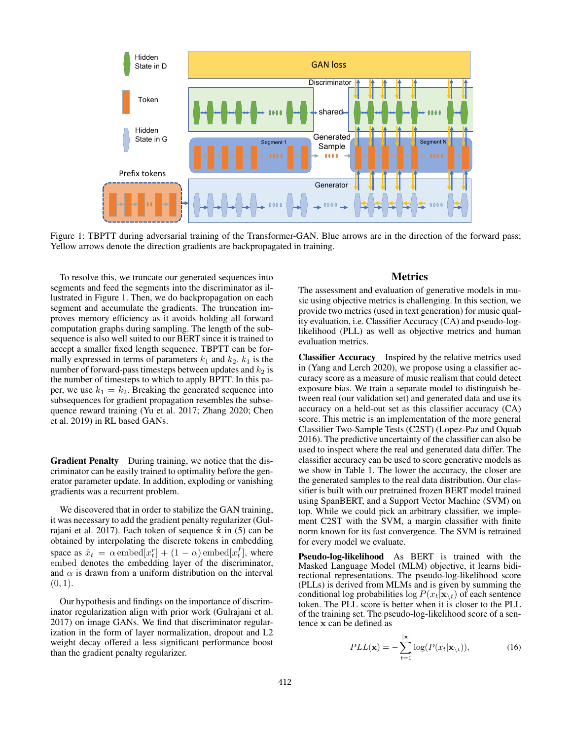Figure 1: TBPTT during adversarial training of the Transformer-GAN. Blue arrows are in the direction of the forward pass; Yellow arrows denote the direction gradients are backpropagated in training.

To resolve this, we truncate our generated sequences into segments and feed the segments into the discriminator as illustrated in Figure 1. Then, we do backpropagation on each segment and accumulate the gradients. The truncation improves memory efficiency as it avoids holding all forward computation graphs during sampling. The length of the subsequence is also well suited to our BERT since it is trained to accept a smaller fixed length sequence. TBPTT can be formally expressed in terms of parameters $k_1$ and $k_2$. $k_1$ is the number of forward-pass timesteps between updates and $k_2$ is the number of timesteps to which to apply BPTT. In this paper, we use $k_1 = k_2$. Breaking the generated sequence into subsequences for gradient propagation resembles the subsequence reward training (Yu et al. 2017; Zhang 2020; Chen et al. 2019) in RL based GANs.

**Gradient Penalty** During training, we notice that the discriminator can be easily trained to optimality before the generator parameter update. In addition, exploding or vanishing gradients was a recurrent problem.

We discovered that in order to stabilize the GAN training, it was necessary to add the gradient penalty regularizer (Gulrajani et al. 2017). Each token of sequence $\hat{\mathbf{x}}$ in (5) can be obtained by interpolating the discrete tokens in embedding space as $\hat{x}_t = \alpha \, \text{embed}[x_t^r] + (1 - \alpha) \, \text{embed}[x_t^f]$, where $\text{embed}$ denotes the embedding layer of the discriminator, and $\alpha$ is drawn from a uniform distribution on the interval $(0, 1)$.

Our hypothesis and findings on the importance of discriminator regularization align with prior work (Gulrajani et al. 2017) on image GANs. We find that discriminator regularization in the form of layer normalization, dropout and L2 weight decay offered a less significant performance boost than the gradient penalty regularizer.

## Metrics

The assessment and evaluation of generative models in music using objective metrics is challenging. In this section, we provide two metrics (used in text generation) for music quality evaluation, i.e. Classifier Accuracy (CA) and pseudo-log-likelihood (PLL) as well as objective metrics and human evaluation metrics.

**Classifier Accuracy** Inspired by the relative metrics used in (Yang and Lerch 2020), we propose using a classifier accuracy score as a measure of music realism that could detect exposure bias. We train a separate model to distinguish between real (our validation set) and generated data and use its accuracy on a held-out set as this classifier accuracy (CA) score. This metric is an implementation of the more general Classifier Two-Sample Tests (C2ST) (Lopez-Paz and Oquab 2016). The predictive uncertainty of the classifier can also be used to inspect where the real and generated data differ. The classifier accuracy can be used to score generative models as we show in Table 1. The lower the accuracy, the closer are the generated samples to the real data distribution. Our classifier is built with our pretrained frozen BERT model trained using SpanBERT, and a Support Vector Machine (SVM) on top. While we could pick an arbitrary classifier, we implement C2ST with the SVM, a margin classifier with finite norm known for its fast convergence. The SVM is retrained for every model we evaluate.

**Pseudo-log-likelihood** As BERT is trained with the Masked Language Model (MLM) objective, it learns bidirectional representations. The pseudo-log-likelihood score (PLLs) is derived from MLMs and is given by summing the conditional log probabilities $\log P(x_t|\mathbf{x}_{\setminus t})$ of each sentence token. The PLL score is better when it is closer to the PLL of the training set. The pseudo-log-likelihood score of a sentence $\mathbf{x}$ can be defined as

$$PLL(\mathbf{x}) = -\sum_{t=1}^{|\mathbf{x}|} \log(P(x_t|\mathbf{x}_{\setminus t})), \tag{16}$$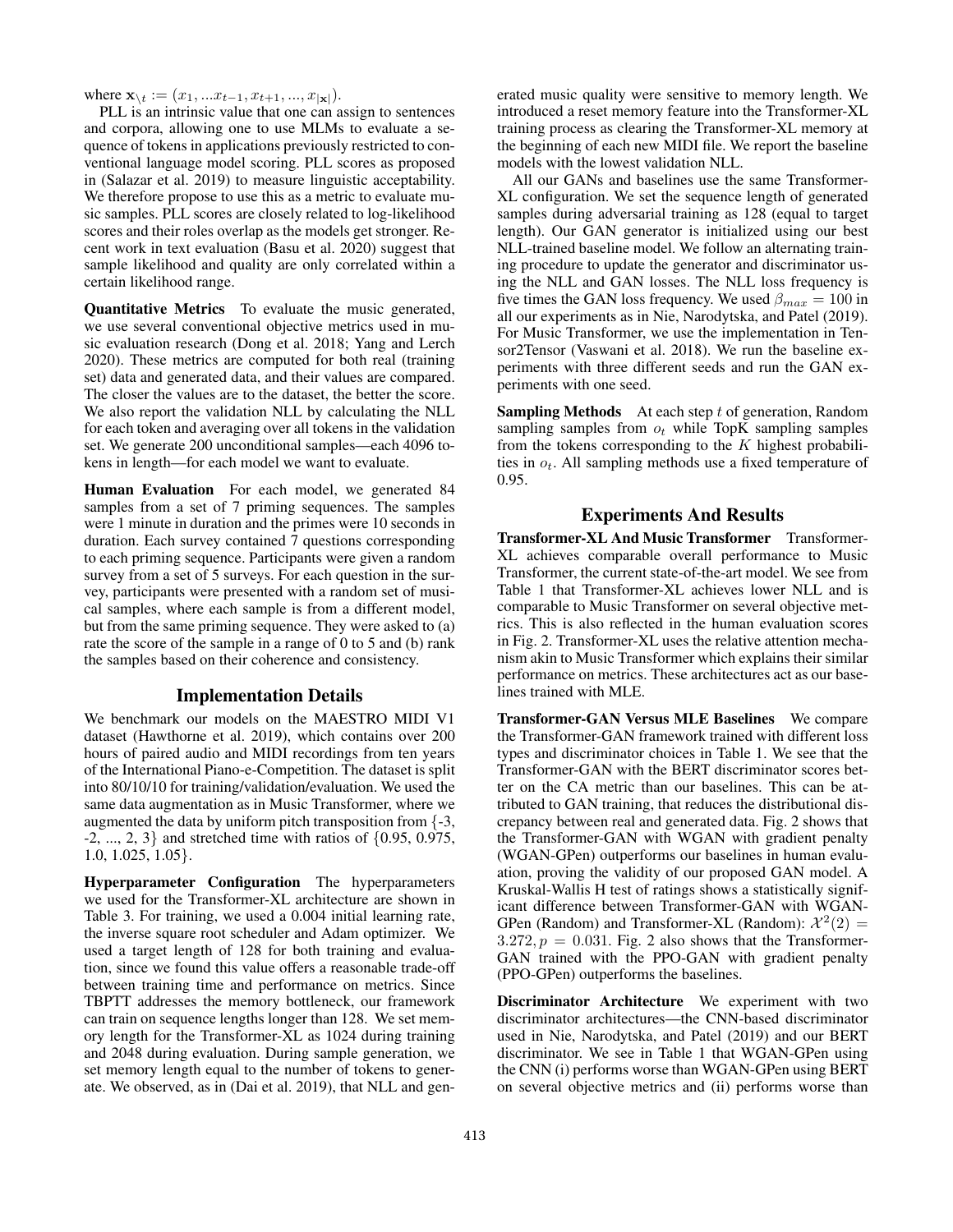where $\mathbf{x}_{\setminus t} := (x_1, ...x_{t-1}, x_{t+1}, ..., x_{|\mathbf{x}|})$.

PLL is an intrinsic value that one can assign to sentences and corpora, allowing one to use MLMs to evaluate a sequence of tokens in applications previously restricted to conventional language model scoring. PLL scores as proposed in (Salazar et al. 2019) to measure linguistic acceptability. We therefore propose to use this as a metric to evaluate music samples. PLL scores are closely related to log-likelihood scores and their roles overlap as the models get stronger. Recent work in text evaluation (Basu et al. 2020) suggest that sample likelihood and quality are only correlated within a certain likelihood range.

**Quantitative Metrics** To evaluate the music generated, we use several conventional objective metrics used in music evaluation research (Dong et al. 2018; Yang and Lerch 2020). These metrics are computed for both real (training set) data and generated data, and their values are compared. The closer the values are to the dataset, the better the score. We also report the validation NLL by calculating the NLL for each token and averaging over all tokens in the validation set. We generate 200 unconditional samples—each 4096 tokens in length—for each model we want to evaluate.

**Human Evaluation** For each model, we generated 84 samples from a set of 7 priming sequences. The samples were 1 minute in duration and the primes were 10 seconds in duration. Each survey contained 7 questions corresponding to each priming sequence. Participants were given a random survey from a set of 5 surveys. For each question in the survey, participants were presented with a random set of musical samples, where each sample is from a different model, but from the same priming sequence. They were asked to (a) rate the score of the sample in a range of 0 to 5 and (b) rank the samples based on their coherence and consistency.

## Implementation Details

We benchmark our models on the MAESTRO MIDI V1 dataset (Hawthorne et al. 2019), which contains over 200 hours of paired audio and MIDI recordings from ten years of the International Piano-e-Competition. The dataset is split into 80/10/10 for training/validation/evaluation. We used the same data augmentation as in Music Transformer, where we augmented the data by uniform pitch transposition from {-3, -2, ..., 2, 3} and stretched time with ratios of {0.95, 0.975, 1.0, 1.025, 1.05}.

**Hyperparameter Configuration** The hyperparameters we used for the Transformer-XL architecture are shown in Table 3. For training, we used a 0.004 initial learning rate, the inverse square root scheduler and Adam optimizer. We used a target length of 128 for both training and evaluation, since we found this value offers a reasonable trade-off between training time and performance on metrics. Since TBPTT addresses the memory bottleneck, our framework can train on sequence lengths longer than 128. We set memory length for the Transformer-XL as 1024 during training and 2048 during evaluation. During sample generation, we set memory length equal to the number of tokens to generate. We observed, as in (Dai et al. 2019), that NLL and generated music quality were sensitive to memory length. We introduced a reset memory feature into the Transformer-XL training process as clearing the Transformer-XL memory at the beginning of each new MIDI file. We report the baseline models with the lowest validation NLL.

All our GANs and baselines use the same Transformer-XL configuration. We set the sequence length of generated samples during adversarial training as 128 (equal to target length). Our GAN generator is initialized using our best NLL-trained baseline model. We follow an alternating training procedure to update the generator and discriminator using the NLL and GAN losses. The NLL loss frequency is five times the GAN loss frequency. We used $\beta_{max} = 100$ in all our experiments as in Nie, Narodytska, and Patel (2019). For Music Transformer, we use the implementation in Tensor2Tensor (Vaswani et al. 2018). We run the baseline experiments with three different seeds and run the GAN experiments with one seed.

**Sampling Methods** At each step $t$ of generation, Random sampling samples from $o_t$ while TopK sampling samples from the tokens corresponding to the $K$ highest probabilities in $o_t$. All sampling methods use a fixed temperature of 0.95.

## Experiments And Results

**Transformer-XL And Music Transformer** Transformer-XL achieves comparable overall performance to Music Transformer, the current state-of-the-art model. We see from Table 1 that Transformer-XL achieves lower NLL and is comparable to Music Transformer on several objective metrics. This is also reflected in the human evaluation scores in Fig. 2. Transformer-XL uses the relative attention mechanism akin to Music Transformer which explains their similar performance on metrics. These architectures act as our baselines trained with MLE.

**Transformer-GAN Versus MLE Baselines** We compare the Transformer-GAN framework trained with different loss types and discriminator choices in Table 1. We see that the Transformer-GAN with the BERT discriminator scores better on the CA metric than our baselines. This can be attributed to GAN training, that reduces the distributional discrepancy between real and generated data. Fig. 2 shows that the Transformer-GAN with WGAN with gradient penalty (WGAN-GPen) outperforms our baselines in human evaluation, proving the validity of our proposed GAN model. A Kruskal-Wallis H test of ratings shows a statistically significant difference between Transformer-GAN with WGAN-GPen (Random) and Transformer-XL (Random): $\mathcal{X}^2(2) = 3.272, p = 0.031$. Fig. 2 also shows that the Transformer-GAN trained with the PPO-GAN with gradient penalty (PPO-GPen) outperforms the baselines.

**Discriminator Architecture** We experiment with two discriminator architectures—the CNN-based discriminator used in Nie, Narodytska, and Patel (2019) and our BERT discriminator. We see in Table 1 that WGAN-GPen using the CNN (i) performs worse than WGAN-GPen using BERT on several objective metrics and (ii) performs worse than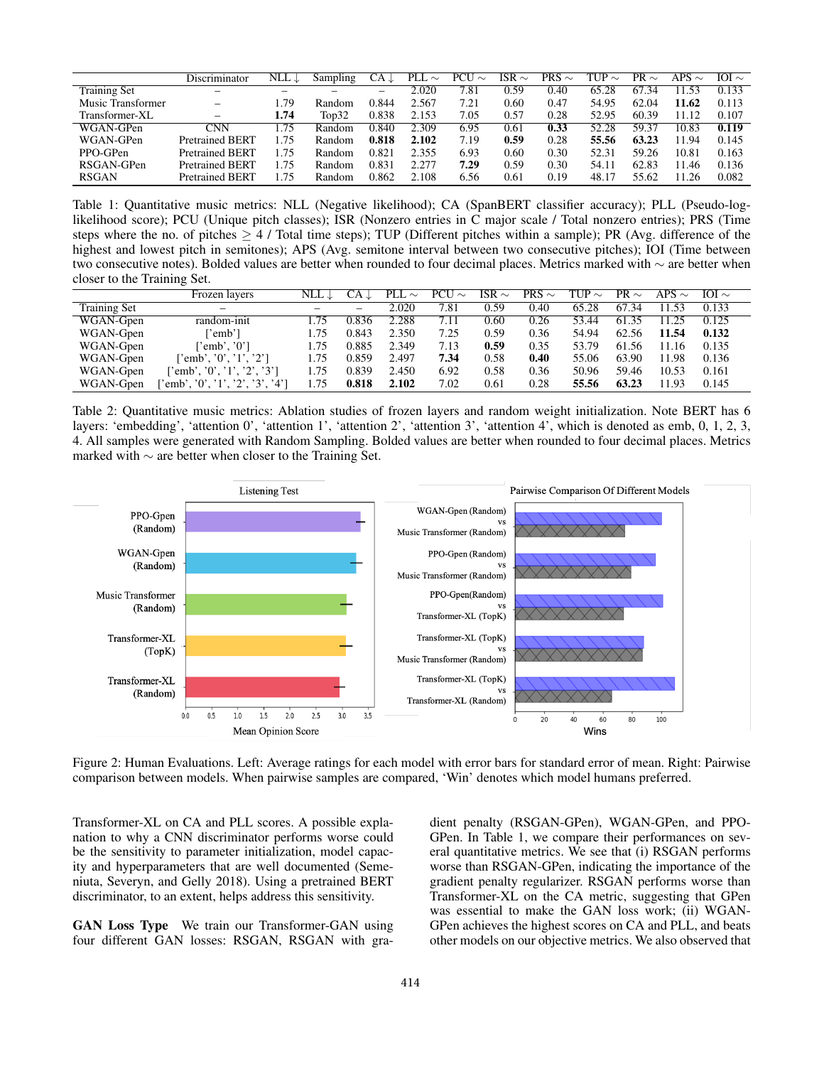| | Discriminator | NLL ↓ | Sampling | CA ↓ | PLL ∼ | PCU ∼ | ISR ∼ | PRS ∼ | TUP ∼ | PR ∼ | APS ∼ | IOI ∼ |
|---|---|---|---|---|---|---|---|---|---|---|---|---|
| Training Set | – | – | – | – | 2.020 | 7.81 | 0.59 | 0.40 | 65.28 | 67.34 | 11.53 | 0.133 |
| Music Transformer | – | 1.79 | Random | 0.844 | 2.567 | 7.21 | 0.60 | 0.47 | 54.95 | 62.04 | **11.62** | 0.113 |
| Transformer-XL | – | **1.74** | Top32 | 0.838 | 2.153 | 7.05 | 0.57 | 0.28 | 52.95 | 60.39 | 11.12 | 0.107 |
| WGAN-GPen | CNN | 1.75 | Random | 0.840 | 2.309 | 6.95 | 0.61 | **0.33** | 52.28 | 59.37 | 10.83 | **0.119** |
| WGAN-GPen | Pretrained BERT | 1.75 | Random | **0.818** | **2.102** | 7.19 | **0.59** | 0.28 | **55.56** | **63.23** | 11.94 | 0.145 |
| PPO-GPen | Pretrained BERT | 1.75 | Random | 0.821 | 2.355 | 6.93 | 0.60 | 0.30 | 52.31 | 59.26 | 10.81 | 0.163 |
| RSGAN-GPen | Pretrained BERT | 1.75 | Random | 0.831 | 2.277 | **7.29** | 0.59 | 0.30 | 54.11 | 62.83 | 11.46 | 0.136 |
| RSGAN | Pretrained BERT | 1.75 | Random | 0.862 | 2.108 | 6.56 | 0.61 | 0.19 | 48.17 | 55.62 | 11.26 | 0.082 |

Table 1: Quantitative music metrics: NLL (Negative likelihood); CA (SpanBERT classifier accuracy); PLL (Pseudo-log-likelihood score); PCU (Unique pitch classes); ISR (Nonzero entries in C major scale / Total nonzero entries); PRS (Time steps where the no. of pitches $\geq 4$ / Total time steps); TUP (Different pitches within a sample); PR (Avg. difference of the highest and lowest pitch in semitones); APS (Avg. semitone interval between two consecutive pitches); IOI (Time between two consecutive notes). Bolded values are better when rounded to four decimal places. Metrics marked with $\sim$ are better when closer to the Training Set.

| | Frozen layers | NLL ↓ | CA ↓ | PLL ∼ | PCU ∼ | ISR ∼ | PRS ∼ | TUP ∼ | PR ∼ | APS ∼ | IOI ∼ |
|---|---|---|---|---|---|---|---|---|---|---|---|
| Training Set | – | – | – | 2.020 | 7.81 | 0.59 | 0.40 | 65.28 | 67.34 | 11.53 | 0.133 |
| WGAN-Gpen | random-init | 1.75 | 0.836 | 2.288 | 7.11 | 0.60 | 0.26 | 53.44 | 61.35 | 11.25 | 0.125 |
| WGAN-Gpen | ['emb'] | 1.75 | 0.843 | 2.350 | 7.25 | 0.59 | 0.36 | 54.94 | 62.56 | **11.54** | **0.132** |
| WGAN-Gpen | ['emb', '0'] | 1.75 | 0.885 | 2.349 | 7.13 | **0.59** | 0.35 | 53.79 | 61.56 | 11.16 | 0.135 |
| WGAN-Gpen | ['emb', '0', '1', '2'] | 1.75 | 0.859 | 2.497 | **7.34** | 0.58 | **0.40** | 55.06 | 63.90 | 11.98 | 0.136 |
| WGAN-Gpen | ['emb', '0', '1', '2', '3'] | 1.75 | 0.839 | 2.450 | 6.92 | 0.58 | 0.36 | 50.96 | 59.46 | 10.53 | 0.161 |
| WGAN-Gpen | ['emb', '0', '1', '2', '3', '4'] | 1.75 | **0.818** | **2.102** | 7.02 | 0.61 | 0.28 | **55.56** | **63.23** | 11.93 | 0.145 |

Table 2: Quantitative music metrics: Ablation studies of frozen layers and random weight initialization. Note BERT has 6 layers: 'embedding', 'attention 0', 'attention 1', 'attention 2', 'attention 3', 'attention 4', which is denoted as emb, 0, 1, 2, 3, 4. All samples were generated with Random Sampling. Bolded values are better when rounded to four decimal places. Metrics marked with $\sim$ are better when closer to the Training Set.

Figure 2: Human Evaluations. Left: Average ratings for each model with error bars for standard error of mean. Right: Pairwise comparison between models. When pairwise samples are compared, 'Win' denotes which model humans preferred.

Transformer-XL on CA and PLL scores. A possible explanation to why a CNN discriminator performs worse could be the sensitivity to parameter initialization, model capacity and hyperparameters that are well documented (Semeniuta, Severyn, and Gelly 2018). Using a pretrained BERT discriminator, to an extent, helps address this sensitivity.

**GAN Loss Type** We train our Transformer-GAN using four different GAN losses: RSGAN, RSGAN with gradient penalty (RSGAN-GPen), WGAN-GPen, and PPO-GPen. In Table 1, we compare their performances on several quantitative metrics. We see that (i) RSGAN performs worse than RSGAN-GPen, indicating the importance of the gradient penalty regularizer. RSGAN performs worse than Transformer-XL on the CA metric, suggesting that GPen was essential to make the GAN loss work; (ii) WGAN-GPen achieves the highest scores on CA and PLL, and beats other models on our objective metrics. We also observed that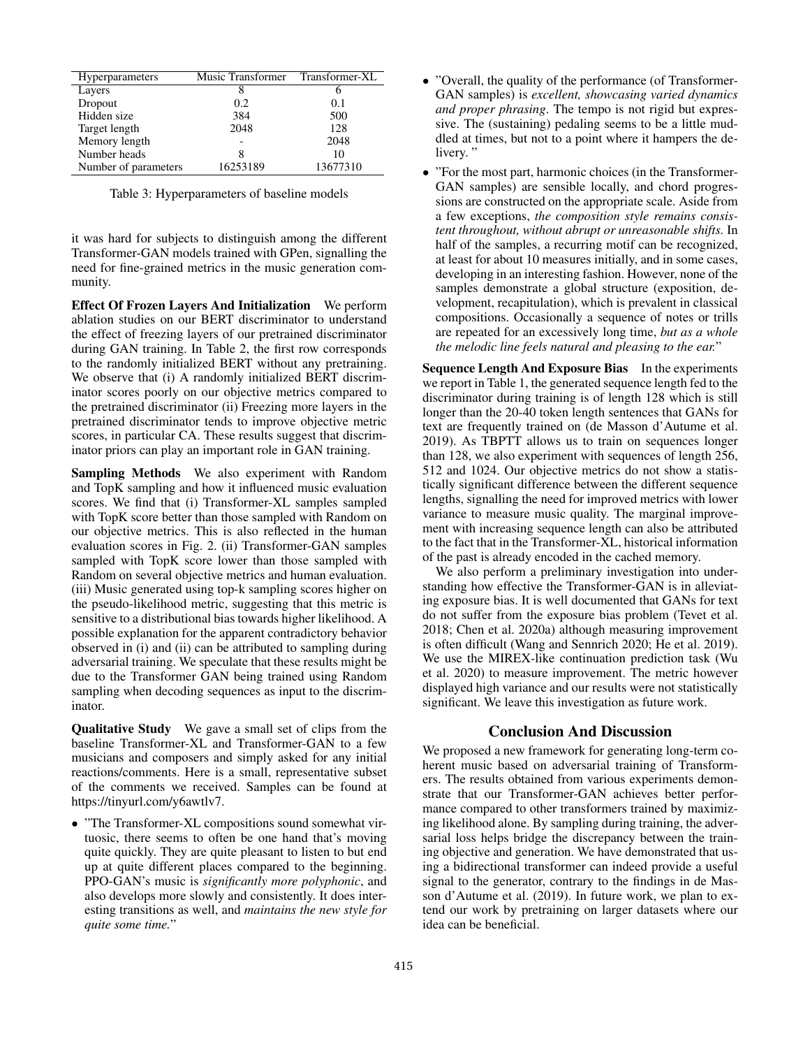| Hyperparameters | Music Transformer | Transformer-XL |
|---|---|---|
| Layers | 8 | 6 |
| Dropout | 0.2 | 0.1 |
| Hidden size | 384 | 500 |
| Target length | 2048 | 128 |
| Memory length | - | 2048 |
| Number heads | 8 | 10 |
| Number of parameters | 16253189 | 13677310 |

Table 3: Hyperparameters of baseline models

it was hard for subjects to distinguish among the different Transformer-GAN models trained with GPen, signalling the need for fine-grained metrics in the music generation community.

**Effect Of Frozen Layers And Initialization** We perform ablation studies on our BERT discriminator to understand the effect of freezing layers of our pretrained discriminator during GAN training. In Table 2, the first row corresponds to the randomly initialized BERT without any pretraining. We observe that (i) A randomly initialized BERT discriminator scores poorly on our objective metrics compared to the pretrained discriminator (ii) Freezing more layers in the pretrained discriminator tends to improve objective metric scores, in particular CA. These results suggest that discriminator priors can play an important role in GAN training.

**Sampling Methods** We also experiment with Random and TopK sampling and how it influenced music evaluation scores. We find that (i) Transformer-XL samples sampled with TopK score better than those sampled with Random on our objective metrics. This is also reflected in the human evaluation scores in Fig. 2. (ii) Transformer-GAN samples sampled with TopK score lower than those sampled with Random on several objective metrics and human evaluation. (iii) Music generated using top-k sampling scores higher on the pseudo-likelihood metric, suggesting that this metric is sensitive to a distributional bias towards higher likelihood. A possible explanation for the apparent contradictory behavior observed in (i) and (ii) can be attributed to sampling during adversarial training. We speculate that these results might be due to the Transformer GAN being trained using Random sampling when decoding sequences as input to the discriminator.

**Qualitative Study** We gave a small set of clips from the baseline Transformer-XL and Transformer-GAN to a few musicians and composers and simply asked for any initial reactions/comments. Here is a small, representative subset of the comments we received. Samples can be found at https://tinyurl.com/y6awtlv7.

- "The Transformer-XL compositions sound somewhat virtuosic, there seems to often be one hand that's moving quite quickly. They are quite pleasant to listen to but end up at quite different places compared to the beginning. PPO-GAN's music is *significantly more polyphonic*, and also develops more slowly and consistently. It does interesting transitions as well, and *maintains the new style for quite some time.*"
- "Overall, the quality of the performance (of Transformer-GAN samples) is *excellent, showcasing varied dynamics and proper phrasing*. The tempo is not rigid but expressive. The (sustaining) pedaling seems to be a little muddled at times, but not to a point where it hampers the delivery. "
- "For the most part, harmonic choices (in the Transformer-GAN samples) are sensible locally, and chord progressions are constructed on the appropriate scale. Aside from a few exceptions, *the composition style remains consistent throughout, without abrupt or unreasonable shifts.* In half of the samples, a recurring motif can be recognized, at least for about 10 measures initially, and in some cases, developing in an interesting fashion. However, none of the samples demonstrate a global structure (exposition, development, recapitulation), which is prevalent in classical compositions. Occasionally a sequence of notes or trills are repeated for an excessively long time, *but as a whole the melodic line feels natural and pleasing to the ear.*"

**Sequence Length And Exposure Bias** In the experiments we report in Table 1, the generated sequence length fed to the discriminator during training is of length 128 which is still longer than the 20-40 token length sentences that GANs for text are frequently trained on (de Masson d'Autume et al. 2019). As TBPTT allows us to train on sequences longer than 128, we also experiment with sequences of length 256, 512 and 1024. Our objective metrics do not show a statistically significant difference between the different sequence lengths, signalling the need for improved metrics with lower variance to measure music quality. The marginal improvement with increasing sequence length can also be attributed to the fact that in the Transformer-XL, historical information of the past is already encoded in the cached memory.

We also perform a preliminary investigation into understanding how effective the Transformer-GAN is in alleviating exposure bias. It is well documented that GANs for text do not suffer from the exposure bias problem (Tevet et al. 2018; Chen et al. 2020a) although measuring improvement is often difficult (Wang and Sennrich 2020; He et al. 2019). We use the MIREX-like continuation prediction task (Wu et al. 2020) to measure improvement. The metric however displayed high variance and our results were not statistically significant. We leave this investigation as future work.

## Conclusion And Discussion

We proposed a new framework for generating long-term coherent music based on adversarial training of Transformers. The results obtained from various experiments demonstrate that our Transformer-GAN achieves better performance compared to other transformers trained by maximizing likelihood alone. By sampling during training, the adversarial loss helps bridge the discrepancy between the training objective and generation. We have demonstrated that using a bidirectional transformer can indeed provide a useful signal to the generator, contrary to the findings in de Masson d'Autume et al. (2019). In future work, we plan to extend our work by pretraining on larger datasets where our idea can be beneficial.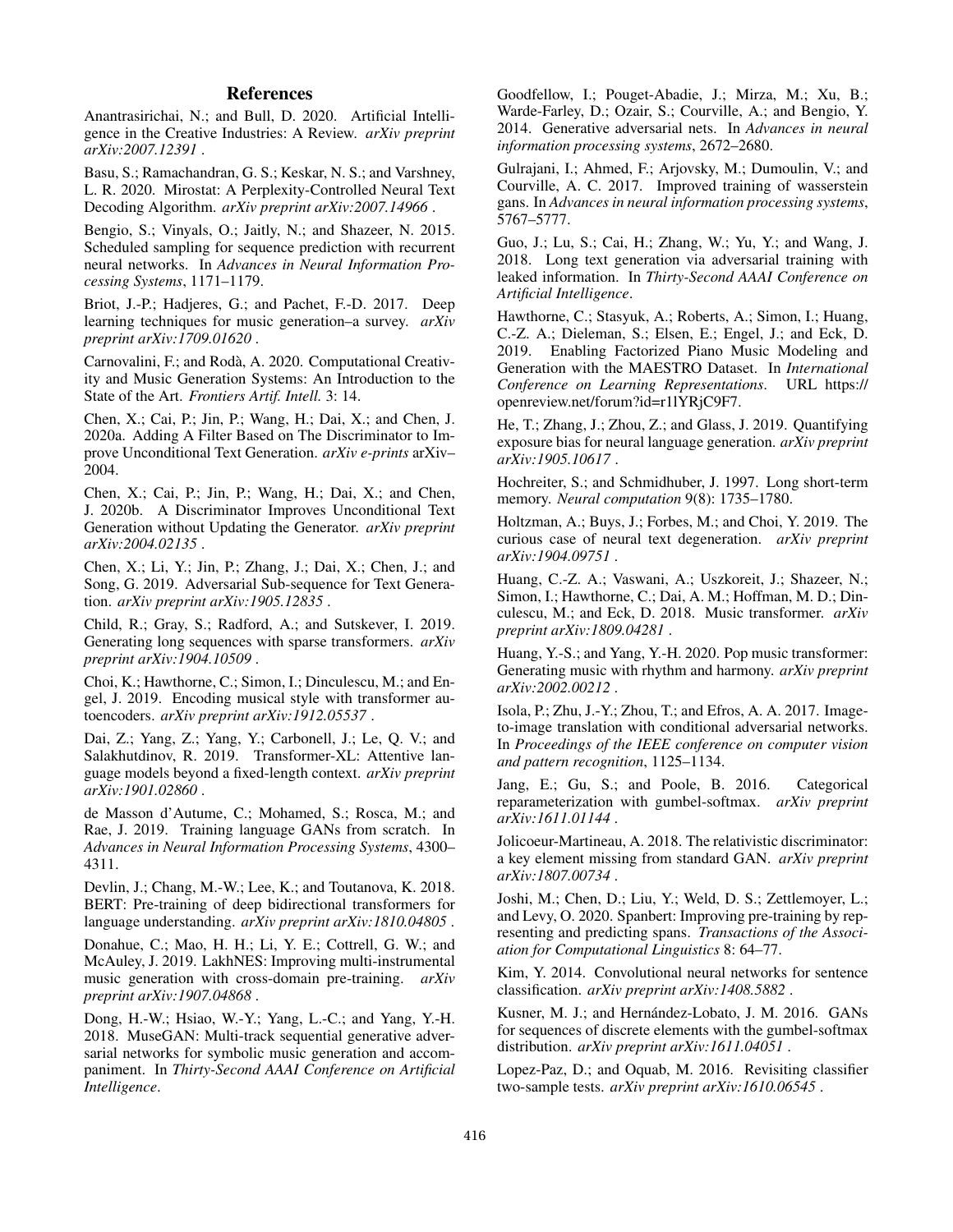# References

Anantrasirichai, N.; and Bull, D. 2020. Artificial Intelligence in the Creative Industries: A Review. *arXiv preprint arXiv:2007.12391* .

Basu, S.; Ramachandran, G. S.; Keskar, N. S.; and Varshney, L. R. 2020. Mirostat: A Perplexity-Controlled Neural Text Decoding Algorithm. *arXiv preprint arXiv:2007.14966* .

Bengio, S.; Vinyals, O.; Jaitly, N.; and Shazeer, N. 2015. Scheduled sampling for sequence prediction with recurrent neural networks. In *Advances in Neural Information Processing Systems*, 1171–1179.

Briot, J.-P.; Hadjeres, G.; and Pachet, F.-D. 2017. Deep learning techniques for music generation–a survey. *arXiv preprint arXiv:1709.01620* .

Carnovalini, F.; and Rodà, A. 2020. Computational Creativity and Music Generation Systems: An Introduction to the State of the Art. *Frontiers Artif. Intell.* 3: 14.

Chen, X.; Cai, P.; Jin, P.; Wang, H.; Dai, X.; and Chen, J. 2020a. Adding A Filter Based on The Discriminator to Improve Unconditional Text Generation. *arXiv e-prints* arXiv–2004.

Chen, X.; Cai, P.; Jin, P.; Wang, H.; Dai, X.; and Chen, J. 2020b. A Discriminator Improves Unconditional Text Generation without Updating the Generator. *arXiv preprint arXiv:2004.02135* .

Chen, X.; Li, Y.; Jin, P.; Zhang, J.; Dai, X.; Chen, J.; and Song, G. 2019. Adversarial Sub-sequence for Text Generation. *arXiv preprint arXiv:1905.12835* .

Child, R.; Gray, S.; Radford, A.; and Sutskever, I. 2019. Generating long sequences with sparse transformers. *arXiv preprint arXiv:1904.10509* .

Choi, K.; Hawthorne, C.; Simon, I.; Dinculescu, M.; and Engel, J. 2019. Encoding musical style with transformer autoencoders. *arXiv preprint arXiv:1912.05537* .

Dai, Z.; Yang, Z.; Yang, Y.; Carbonell, J.; Le, Q. V.; and Salakhutdinov, R. 2019. Transformer-XL: Attentive language models beyond a fixed-length context. *arXiv preprint arXiv:1901.02860* .

de Masson d'Autume, C.; Mohamed, S.; Rosca, M.; and Rae, J. 2019. Training language GANs from scratch. In *Advances in Neural Information Processing Systems*, 4300–4311.

Devlin, J.; Chang, M.-W.; Lee, K.; and Toutanova, K. 2018. BERT: Pre-training of deep bidirectional transformers for language understanding. *arXiv preprint arXiv:1810.04805* .

Donahue, C.; Mao, H. H.; Li, Y. E.; Cottrell, G. W.; and McAuley, J. 2019. LakhNES: Improving multi-instrumental music generation with cross-domain pre-training. *arXiv preprint arXiv:1907.04868* .

Dong, H.-W.; Hsiao, W.-Y.; Yang, L.-C.; and Yang, Y.-H. 2018. MuseGAN: Multi-track sequential generative adversarial networks for symbolic music generation and accompaniment. In *Thirty-Second AAAI Conference on Artificial Intelligence*.

Goodfellow, I.; Pouget-Abadie, J.; Mirza, M.; Xu, B.; Warde-Farley, D.; Ozair, S.; Courville, A.; and Bengio, Y. 2014. Generative adversarial nets. In *Advances in neural information processing systems*, 2672–2680.

Gulrajani, I.; Ahmed, F.; Arjovsky, M.; Dumoulin, V.; and Courville, A. C. 2017. Improved training of wasserstein gans. In *Advances in neural information processing systems*, 5767–5777.

Guo, J.; Lu, S.; Cai, H.; Zhang, W.; Yu, Y.; and Wang, J. 2018. Long text generation via adversarial training with leaked information. In *Thirty-Second AAAI Conference on Artificial Intelligence*.

Hawthorne, C.; Stasyuk, A.; Roberts, A.; Simon, I.; Huang, C.-Z. A.; Dieleman, S.; Elsen, E.; Engel, J.; and Eck, D. 2019. Enabling Factorized Piano Music Modeling and Generation with the MAESTRO Dataset. In *International Conference on Learning Representations*. URL https://openreview.net/forum?id=r1lYRjC9F7.

He, T.; Zhang, J.; Zhou, Z.; and Glass, J. 2019. Quantifying exposure bias for neural language generation. *arXiv preprint arXiv:1905.10617* .

Hochreiter, S.; and Schmidhuber, J. 1997. Long short-term memory. *Neural computation* 9(8): 1735–1780.

Holtzman, A.; Buys, J.; Forbes, M.; and Choi, Y. 2019. The curious case of neural text degeneration. *arXiv preprint arXiv:1904.09751* .

Huang, C.-Z. A.; Vaswani, A.; Uszkoreit, J.; Shazeer, N.; Simon, I.; Hawthorne, C.; Dai, A. M.; Hoffman, M. D.; Dinculescu, M.; and Eck, D. 2018. Music transformer. *arXiv preprint arXiv:1809.04281* .

Huang, Y.-S.; and Yang, Y.-H. 2020. Pop music transformer: Generating music with rhythm and harmony. *arXiv preprint arXiv:2002.00212* .

Isola, P.; Zhu, J.-Y.; Zhou, T.; and Efros, A. A. 2017. Image-to-image translation with conditional adversarial networks. In *Proceedings of the IEEE conference on computer vision and pattern recognition*, 1125–1134.

Jang, E.; Gu, S.; and Poole, B. 2016. Categorical reparameterization with gumbel-softmax. *arXiv preprint arXiv:1611.01144* .

Jolicoeur-Martineau, A. 2018. The relativistic discriminator: a key element missing from standard GAN. *arXiv preprint arXiv:1807.00734* .

Joshi, M.; Chen, D.; Liu, Y.; Weld, D. S.; Zettlemoyer, L.; and Levy, O. 2020. Spanbert: Improving pre-training by representing and predicting spans. *Transactions of the Association for Computational Linguistics* 8: 64–77.

Kim, Y. 2014. Convolutional neural networks for sentence classification. *arXiv preprint arXiv:1408.5882* .

Kusner, M. J.; and Hernández-Lobato, J. M. 2016. GANs for sequences of discrete elements with the gumbel-softmax distribution. *arXiv preprint arXiv:1611.04051* .

Lopez-Paz, D.; and Oquab, M. 2016. Revisiting classifier two-sample tests. *arXiv preprint arXiv:1610.06545* .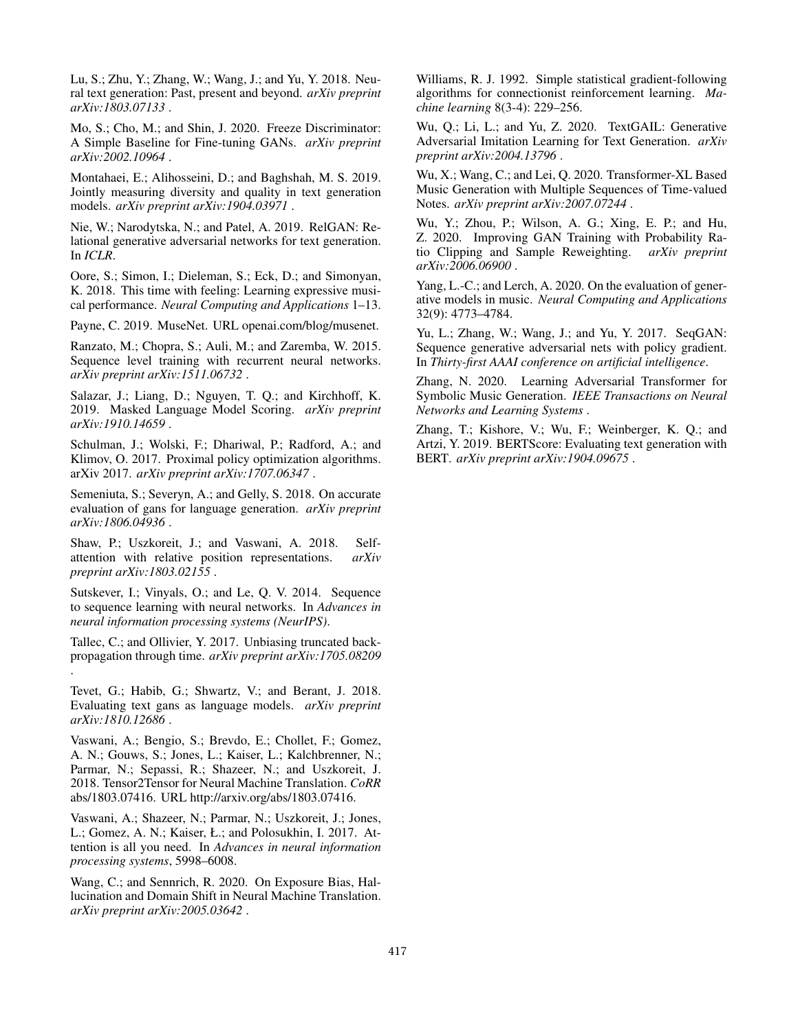Lu, S.; Zhu, Y.; Zhang, W.; Wang, J.; and Yu, Y. 2018. Neural text generation: Past, present and beyond. *arXiv preprint arXiv:1803.07133* .

Mo, S.; Cho, M.; and Shin, J. 2020. Freeze Discriminator: A Simple Baseline for Fine-tuning GANs. *arXiv preprint arXiv:2002.10964* .

Montahaei, E.; Alihosseini, D.; and Baghshah, M. S. 2019. Jointly measuring diversity and quality in text generation models. *arXiv preprint arXiv:1904.03971* .

Nie, W.; Narodytska, N.; and Patel, A. 2019. RelGAN: Relational generative adversarial networks for text generation. In *ICLR*.

Oore, S.; Simon, I.; Dieleman, S.; Eck, D.; and Simonyan, K. 2018. This time with feeling: Learning expressive musical performance. *Neural Computing and Applications* 1–13.

Payne, C. 2019. MuseNet. URL openai.com/blog/musenet.

Ranzato, M.; Chopra, S.; Auli, M.; and Zaremba, W. 2015. Sequence level training with recurrent neural networks. *arXiv preprint arXiv:1511.06732* .

Salazar, J.; Liang, D.; Nguyen, T. Q.; and Kirchhoff, K. 2019. Masked Language Model Scoring. *arXiv preprint arXiv:1910.14659* .

Schulman, J.; Wolski, F.; Dhariwal, P.; Radford, A.; and Klimov, O. 2017. Proximal policy optimization algorithms. arXiv 2017. *arXiv preprint arXiv:1707.06347* .

Semeniuta, S.; Severyn, A.; and Gelly, S. 2018. On accurate evaluation of gans for language generation. *arXiv preprint arXiv:1806.04936* .

Shaw, P.; Uszkoreit, J.; and Vaswani, A. 2018. Self-attention with relative position representations. *arXiv preprint arXiv:1803.02155* .

Sutskever, I.; Vinyals, O.; and Le, Q. V. 2014. Sequence to sequence learning with neural networks. In *Advances in neural information processing systems (NeurIPS)*.

Tallec, C.; and Ollivier, Y. 2017. Unbiasing truncated backpropagation through time. *arXiv preprint arXiv:1705.08209* .

Tevet, G.; Habib, G.; Shwartz, V.; and Berant, J. 2018. Evaluating text gans as language models. *arXiv preprint arXiv:1810.12686* .

Vaswani, A.; Bengio, S.; Brevdo, E.; Chollet, F.; Gomez, A. N.; Gouws, S.; Jones, L.; Kaiser, L.; Kalchbrenner, N.; Parmar, N.; Sepassi, R.; Shazeer, N.; and Uszkoreit, J. 2018. Tensor2Tensor for Neural Machine Translation. *CoRR* abs/1803.07416. URL http://arxiv.org/abs/1803.07416.

Vaswani, A.; Shazeer, N.; Parmar, N.; Uszkoreit, J.; Jones, L.; Gomez, A. N.; Kaiser, Ł.; and Polosukhin, I. 2017. Attention is all you need. In *Advances in neural information processing systems*, 5998–6008.

Wang, C.; and Sennrich, R. 2020. On Exposure Bias, Hallucination and Domain Shift in Neural Machine Translation. *arXiv preprint arXiv:2005.03642* .

Williams, R. J. 1992. Simple statistical gradient-following algorithms for connectionist reinforcement learning. *Machine learning* 8(3-4): 229–256.

Wu, Q.; Li, L.; and Yu, Z. 2020. TextGAIL: Generative Adversarial Imitation Learning for Text Generation. *arXiv preprint arXiv:2004.13796* .

Wu, X.; Wang, C.; and Lei, Q. 2020. Transformer-XL Based Music Generation with Multiple Sequences of Time-valued Notes. *arXiv preprint arXiv:2007.07244* .

Wu, Y.; Zhou, P.; Wilson, A. G.; Xing, E. P.; and Hu, Z. 2020. Improving GAN Training with Probability Ratio Clipping and Sample Reweighting. *arXiv preprint arXiv:2006.06900* .

Yang, L.-C.; and Lerch, A. 2020. On the evaluation of generative models in music. *Neural Computing and Applications* 32(9): 4773–4784.

Yu, L.; Zhang, W.; Wang, J.; and Yu, Y. 2017. SeqGAN: Sequence generative adversarial nets with policy gradient. In *Thirty-first AAAI conference on artificial intelligence*.

Zhang, N. 2020. Learning Adversarial Transformer for Symbolic Music Generation. *IEEE Transactions on Neural Networks and Learning Systems* .

Zhang, T.; Kishore, V.; Wu, F.; Weinberger, K. Q.; and Artzi, Y. 2019. BERTScore: Evaluating text generation with BERT. *arXiv preprint arXiv:1904.09675* .